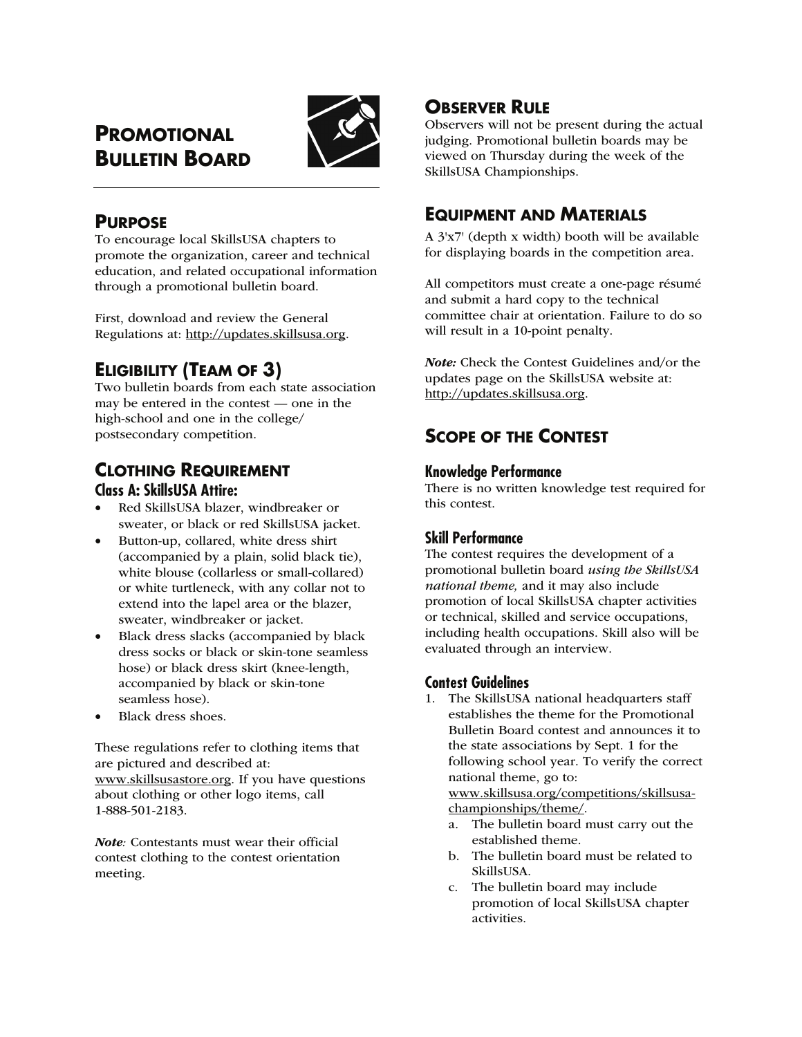# PROMOTIONAL BULLETIN BOARD

## PURPOSE

To encourage local SkillsUSA chapters to promote the organization, career and technical education, and related occupational information through a promotional bulletin board.

First, download and review the General Regulations at: http://updates.skillsusa.org.

## ELIGIBILITY (TEAM OF 3)

Two bulletin boards from each state association may be entered in the contest — one in the high-school and one in the college/ postsecondary competition.

## CLOTHING REQUIREMENT

### Class A: SkillsUSA Attire:

- Red SkillsUSA blazer, windbreaker or sweater, or black or red SkillsUSA jacket.
- Button-up, collared, white dress shirt (accompanied by a plain, solid black tie), white blouse (collarless or small-collared) or white turtleneck, with any collar not to extend into the lapel area or the blazer, sweater, windbreaker or jacket.
- Black dress slacks (accompanied by black dress socks or black or skin-tone seamless hose) or black dress skirt (knee-length, accompanied by black or skin-tone seamless hose).
- Black dress shoes.

These regulations refer to clothing items that are pictured and described at: www.skillsusastore.org. If you have questions about clothing or other logo items, call 1-888-501-2183.

***Note:*** Contestants must wear their official contest clothing to the contest orientation meeting.

## OBSERVER RULE

Observers will not be present during the actual judging. Promotional bulletin boards may be viewed on Thursday during the week of the SkillsUSA Championships.

## EQUIPMENT AND MATERIALS

A 3'x7' (depth x width) booth will be available for displaying boards in the competition area.

All competitors must create a one-page résumé and submit a hard copy to the technical committee chair at orientation. Failure to do so will result in a 10-point penalty.

***Note:*** Check the Contest Guidelines and/or the updates page on the SkillsUSA website at: http://updates.skillsusa.org.

## SCOPE OF THE CONTEST

### Knowledge Performance

There is no written knowledge test required for this contest.

### Skill Performance

The contest requires the development of a promotional bulletin board *using the SkillsUSA national theme,* and it may also include promotion of local SkillsUSA chapter activities or technical, skilled and service occupations, including health occupations. Skill also will be evaluated through an interview.

### Contest Guidelines

1. The SkillsUSA national headquarters staff establishes the theme for the Promotional Bulletin Board contest and announces it to the state associations by Sept. 1 for the following school year. To verify the correct national theme, go to: www.skillsusa.org/competitions/skillsusa-championships/theme/.
   a. The bulletin board must carry out the established theme.
   b. The bulletin board must be related to SkillsUSA.
   c. The bulletin board may include promotion of local SkillsUSA chapter activities.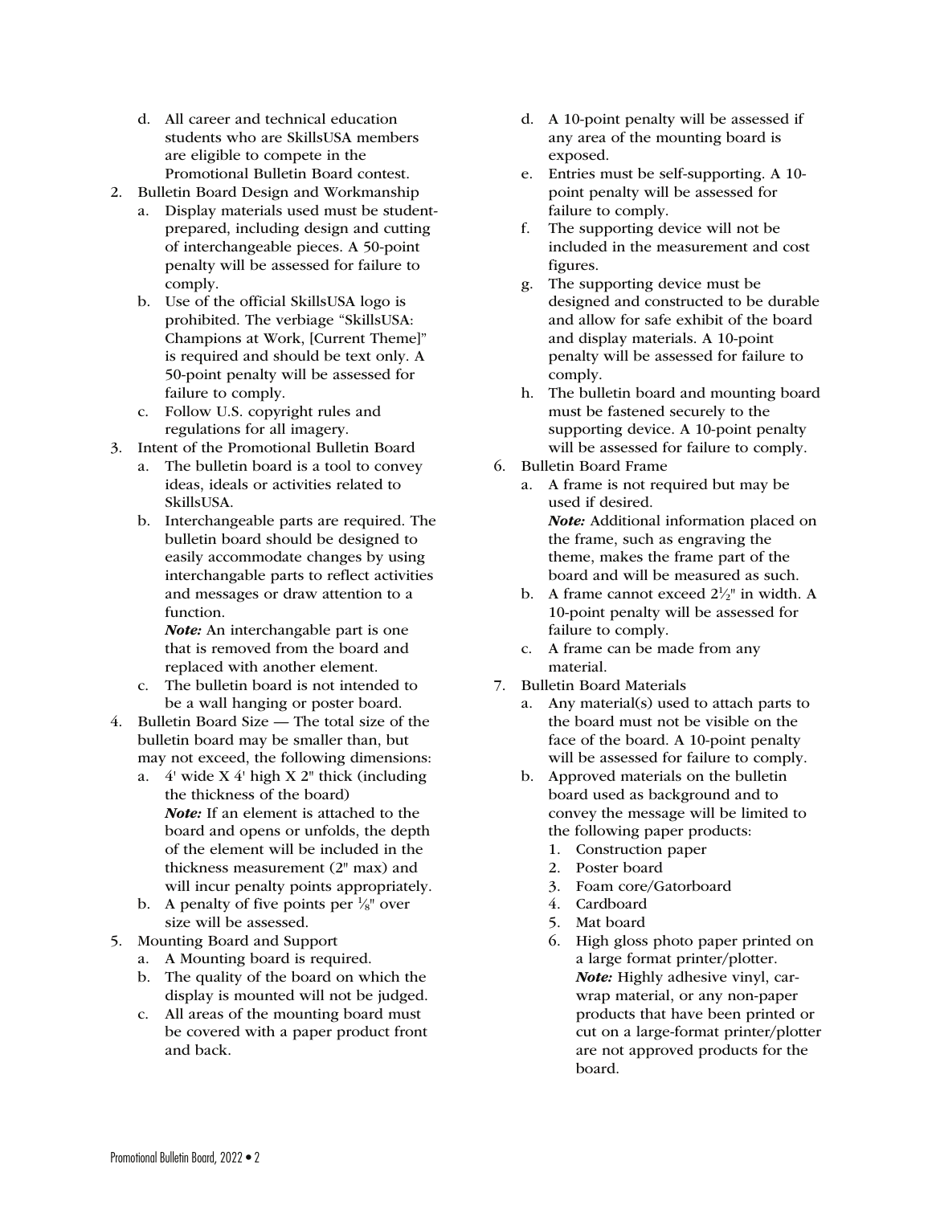d. All career and technical education students who are SkillsUSA members are eligible to compete in the Promotional Bulletin Board contest.

2. Bulletin Board Design and Workmanship
   a. Display materials used must be student-prepared, including design and cutting of interchangeable pieces. A 50-point penalty will be assessed for failure to comply.
   b. Use of the official SkillsUSA logo is prohibited. The verbiage "SkillsUSA: Champions at Work, [Current Theme]" is required and should be text only. A 50-point penalty will be assessed for failure to comply.
   c. Follow U.S. copyright rules and regulations for all imagery.
3. Intent of the Promotional Bulletin Board
   a. The bulletin board is a tool to convey ideas, ideals or activities related to SkillsUSA.
   b. Interchangeable parts are required. The bulletin board should be designed to easily accommodate changes by using interchangable parts to reflect activities and messages or draw attention to a function.
      ***Note:*** An interchangable part is one that is removed from the board and replaced with another element.
   c. The bulletin board is not intended to be a wall hanging or poster board.
4. Bulletin Board Size — The total size of the bulletin board may be smaller than, but may not exceed, the following dimensions:
   a. 4' wide X 4' high X 2" thick (including the thickness of the board)
      ***Note:*** If an element is attached to the board and opens or unfolds, the depth of the element will be included in the thickness measurement (2" max) and will incur penalty points appropriately.
   b. A penalty of five points per ⅛" over size will be assessed.
5. Mounting Board and Support
   a. A Mounting board is required.
   b. The quality of the board on which the display is mounted will not be judged.
   c. All areas of the mounting board must be covered with a paper product front and back.
   d. A 10-point penalty will be assessed if any area of the mounting board is exposed.
   e. Entries must be self-supporting. A 10-point penalty will be assessed for failure to comply.
   f. The supporting device will not be included in the measurement and cost figures.
   g. The supporting device must be designed and constructed to be durable and allow for safe exhibit of the board and display materials. A 10-point penalty will be assessed for failure to comply.
   h. The bulletin board and mounting board must be fastened securely to the supporting device. A 10-point penalty will be assessed for failure to comply.
6. Bulletin Board Frame
   a. A frame is not required but may be used if desired.
      ***Note:*** Additional information placed on the frame, such as engraving the theme, makes the frame part of the board and will be measured as such.
   b. A frame cannot exceed 2½" in width. A 10-point penalty will be assessed for failure to comply.
   c. A frame can be made from any material.
7. Bulletin Board Materials
   a. Any material(s) used to attach parts to the board must not be visible on the face of the board. A 10-point penalty will be assessed for failure to comply.
   b. Approved materials on the bulletin board used as background and to convey the message will be limited to the following paper products:
      1. Construction paper
      2. Poster board
      3. Foam core/Gatorboard
      4. Cardboard
      5. Mat board
      6. High gloss photo paper printed on a large format printer/plotter.
         ***Note:*** Highly adhesive vinyl, car-wrap material, or any non-paper products that have been printed or cut on a large-format printer/plotter are not approved products for the board.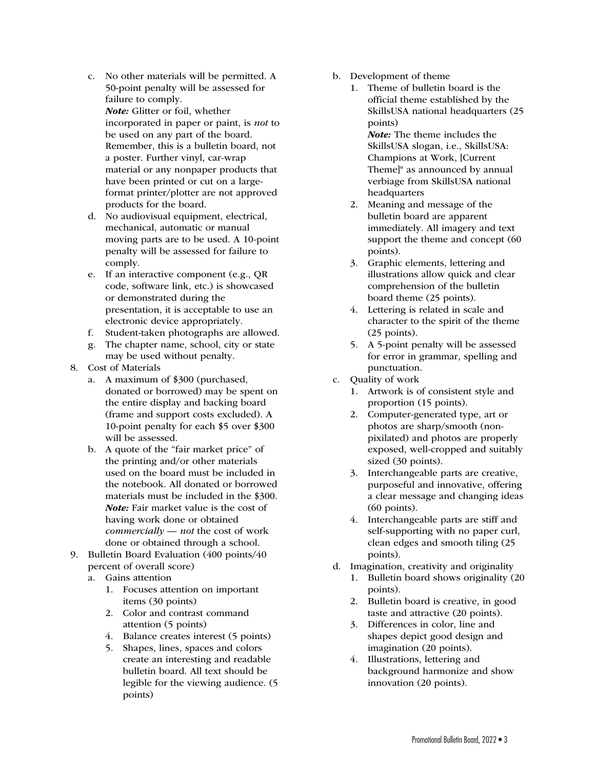c. No other materials will be permitted. A 50-point penalty will be assessed for failure to comply.
   ***Note:*** Glitter or foil, whether incorporated in paper or paint, is *not* to be used on any part of the board. Remember, this is a bulletin board, not a poster. Further vinyl, car-wrap material or any nonpaper products that have been printed or cut on a large-format printer/plotter are not approved products for the board.
d. No audiovisual equipment, electrical, mechanical, automatic or manual moving parts are to be used. A 10-point penalty will be assessed for failure to comply.
e. If an interactive component (e.g., QR code, software link, etc.) is showcased or demonstrated during the presentation, it is acceptable to use an electronic device appropriately.
f. Student-taken photographs are allowed.
g. The chapter name, school, city or state may be used without penalty.

8. Cost of Materials
   a. A maximum of $300 (purchased, donated or borrowed) may be spent on the entire display and backing board (frame and support costs excluded). A 10-point penalty for each $5 over $300 will be assessed.
   b. A quote of the "fair market price" of the printing and/or other materials used on the board must be included in the notebook. All donated or borrowed materials must be included in the $300.
      ***Note:*** Fair market value is the cost of having work done or obtained *commercially* — *not* the cost of work done or obtained through a school.

9. Bulletin Board Evaluation (400 points/40 percent of overall score)
   a. Gains attention
      1. Focuses attention on important items (30 points)
      2. Color and contrast command attention (5 points)
      4. Balance creates interest (5 points)
      5. Shapes, lines, spaces and colors create an interesting and readable bulletin board. All text should be legible for the viewing audience. (5 points)
   b. Development of theme
      1. Theme of bulletin board is the official theme established by the SkillsUSA national headquarters (25 points)
         ***Note:*** The theme includes the SkillsUSA slogan, i.e., SkillsUSA: Champions at Work, [Current Theme]" as announced by annual verbiage from SkillsUSA national headquarters
      2. Meaning and message of the bulletin board are apparent immediately. All imagery and text support the theme and concept (60 points).
      3. Graphic elements, lettering and illustrations allow quick and clear comprehension of the bulletin board theme (25 points).
      4. Lettering is related in scale and character to the spirit of the theme (25 points).
      5. A 5-point penalty will be assessed for error in grammar, spelling and punctuation.
   c. Quality of work
      1. Artwork is of consistent style and proportion (15 points).
      2. Computer-generated type, art or photos are sharp/smooth (non-pixilated) and photos are properly exposed, well-cropped and suitably sized (30 points).
      3. Interchangeable parts are creative, purposeful and innovative, offering a clear message and changing ideas (60 points).
      4. Interchangeable parts are stiff and self-supporting with no paper curl, clean edges and smooth tiling (25 points).
   d. Imagination, creativity and originality
      1. Bulletin board shows originality (20 points).
      2. Bulletin board is creative, in good taste and attractive (20 points).
      3. Differences in color, line and shapes depict good design and imagination (20 points).
      4. Illustrations, lettering and background harmonize and show innovation (20 points).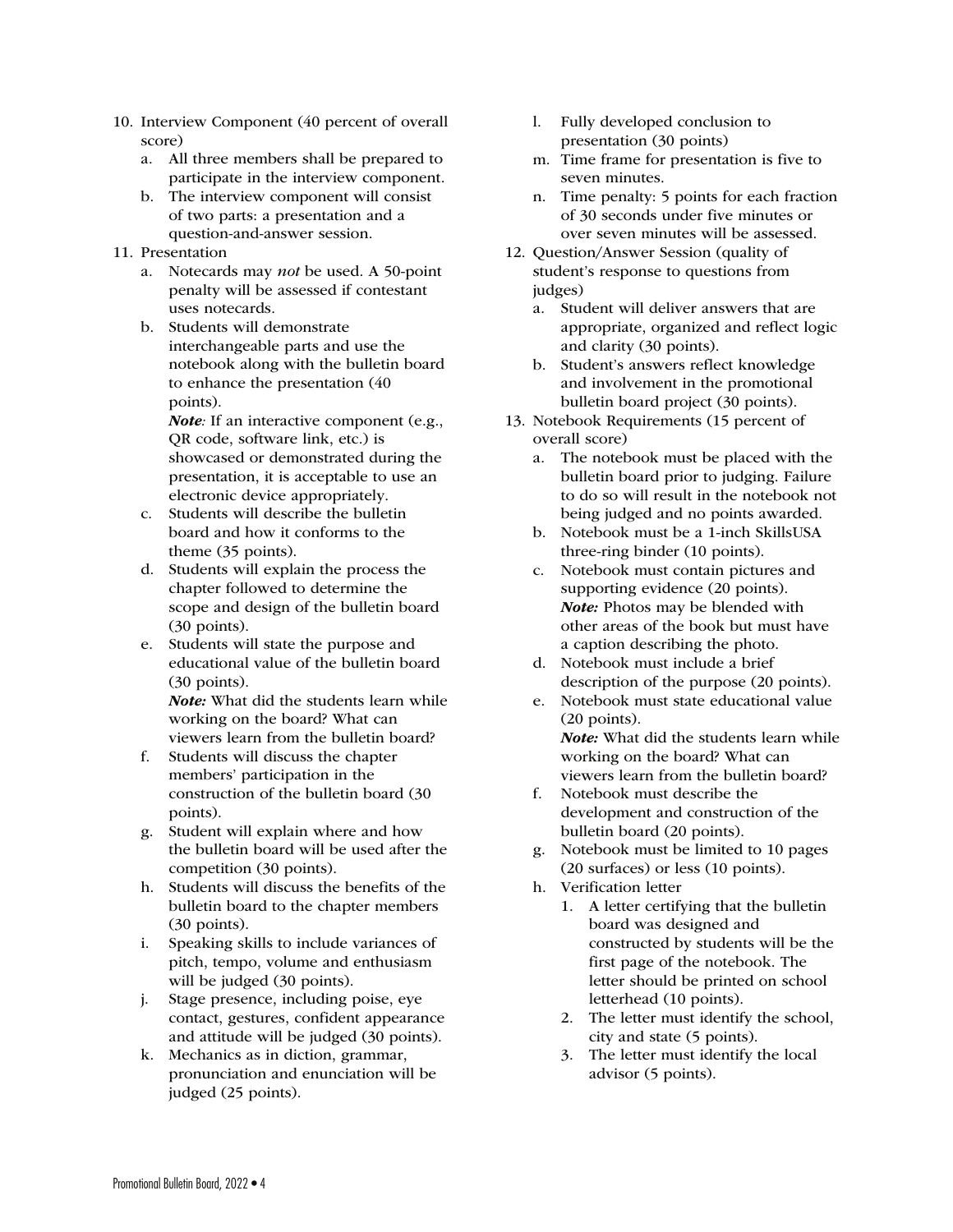10. Interview Component (40 percent of overall score)
    a. All three members shall be prepared to participate in the interview component.
    b. The interview component will consist of two parts: a presentation and a question-and-answer session.
11. Presentation
    a. Notecards may *not* be used. A 50-point penalty will be assessed if contestant uses notecards.
    b. Students will demonstrate interchangeable parts and use the notebook along with the bulletin board to enhance the presentation (40 points).
       ***Note:*** If an interactive component (e.g., QR code, software link, etc.) is showcased or demonstrated during the presentation, it is acceptable to use an electronic device appropriately.
    c. Students will describe the bulletin board and how it conforms to the theme (35 points).
    d. Students will explain the process the chapter followed to determine the scope and design of the bulletin board (30 points).
    e. Students will state the purpose and educational value of the bulletin board (30 points).
       ***Note:*** What did the students learn while working on the board? What can viewers learn from the bulletin board?
    f. Students will discuss the chapter members' participation in the construction of the bulletin board (30 points).
    g. Student will explain where and how the bulletin board will be used after the competition (30 points).
    h. Students will discuss the benefits of the bulletin board to the chapter members (30 points).
    i. Speaking skills to include variances of pitch, tempo, volume and enthusiasm will be judged (30 points).
    j. Stage presence, including poise, eye contact, gestures, confident appearance and attitude will be judged (30 points).
    k. Mechanics as in diction, grammar, pronunciation and enunciation will be judged (25 points).
    l. Fully developed conclusion to presentation (30 points)
    m. Time frame for presentation is five to seven minutes.
    n. Time penalty: 5 points for each fraction of 30 seconds under five minutes or over seven minutes will be assessed.
12. Question/Answer Session (quality of student's response to questions from judges)
    a. Student will deliver answers that are appropriate, organized and reflect logic and clarity (30 points).
    b. Student's answers reflect knowledge and involvement in the promotional bulletin board project (30 points).
13. Notebook Requirements (15 percent of overall score)
    a. The notebook must be placed with the bulletin board prior to judging. Failure to do so will result in the notebook not being judged and no points awarded.
    b. Notebook must be a 1-inch SkillsUSA three-ring binder (10 points).
    c. Notebook must contain pictures and supporting evidence (20 points).
       ***Note:*** Photos may be blended with other areas of the book but must have a caption describing the photo.
    d. Notebook must include a brief description of the purpose (20 points).
    e. Notebook must state educational value (20 points).
       ***Note:*** What did the students learn while working on the board? What can viewers learn from the bulletin board?
    f. Notebook must describe the development and construction of the bulletin board (20 points).
    g. Notebook must be limited to 10 pages (20 surfaces) or less (10 points).
    h. Verification letter
       1. A letter certifying that the bulletin board was designed and constructed by students will be the first page of the notebook. The letter should be printed on school letterhead (10 points).
       2. The letter must identify the school, city and state (5 points).
       3. The letter must identify the local advisor (5 points).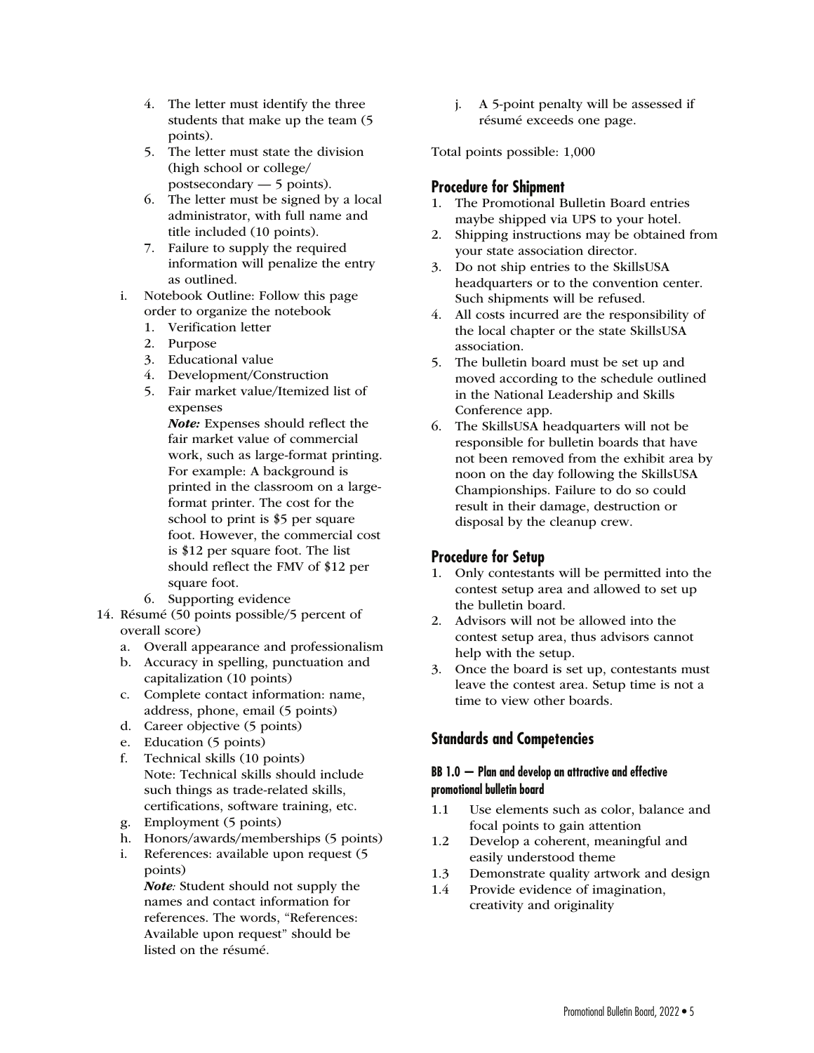4. The letter must identify the three students that make up the team (5 points).
5. The letter must state the division (high school or college/ postsecondary — 5 points).
6. The letter must be signed by a local administrator, with full name and title included (10 points).
7. Failure to supply the required information will penalize the entry as outlined.

i. Notebook Outline: Follow this page order to organize the notebook
   1. Verification letter
   2. Purpose
   3. Educational value
   4. Development/Construction
   5. Fair market value/Itemized list of expenses

      ***Note:*** Expenses should reflect the fair market value of commercial work, such as large-format printing. For example: A background is printed in the classroom on a large-format printer. The cost for the school to print is $5 per square foot. However, the commercial cost is $12 per square foot. The list should reflect the FMV of $12 per square foot.
   6. Supporting evidence

14. Résumé (50 points possible/5 percent of overall score)
    a. Overall appearance and professionalism
    b. Accuracy in spelling, punctuation and capitalization (10 points)
    c. Complete contact information: name, address, phone, email (5 points)
    d. Career objective (5 points)
    e. Education (5 points)
    f. Technical skills (10 points)
       Note: Technical skills should include such things as trade-related skills, certifications, software training, etc.
    g. Employment (5 points)
    h. Honors/awards/memberships (5 points)
    i. References: available upon request (5 points)
       ***Note:*** Student should not supply the names and contact information for references. The words, "References: Available upon request" should be listed on the résumé.
    j. A 5-point penalty will be assessed if résumé exceeds one page.

Total points possible: 1,000

## Procedure for Shipment

1. The Promotional Bulletin Board entries maybe shipped via UPS to your hotel.
2. Shipping instructions may be obtained from your state association director.
3. Do not ship entries to the SkillsUSA headquarters or to the convention center. Such shipments will be refused.
4. All costs incurred are the responsibility of the local chapter or the state SkillsUSA association.
5. The bulletin board must be set up and moved according to the schedule outlined in the National Leadership and Skills Conference app.
6. The SkillsUSA headquarters will not be responsible for bulletin boards that have not been removed from the exhibit area by noon on the day following the SkillsUSA Championships. Failure to do so could result in their damage, destruction or disposal by the cleanup crew.

## Procedure for Setup

1. Only contestants will be permitted into the contest setup area and allowed to set up the bulletin board.
2. Advisors will not be allowed into the contest setup area, thus advisors cannot help with the setup.
3. Once the board is set up, contestants must leave the contest area. Setup time is not a time to view other boards.

## Standards and Competencies

#### BB 1.0 — Plan and develop an attractive and effective promotional bulletin board

1.1 Use elements such as color, balance and focal points to gain attention

1.2 Develop a coherent, meaningful and easily understood theme

1.3 Demonstrate quality artwork and design

1.4 Provide evidence of imagination, creativity and originality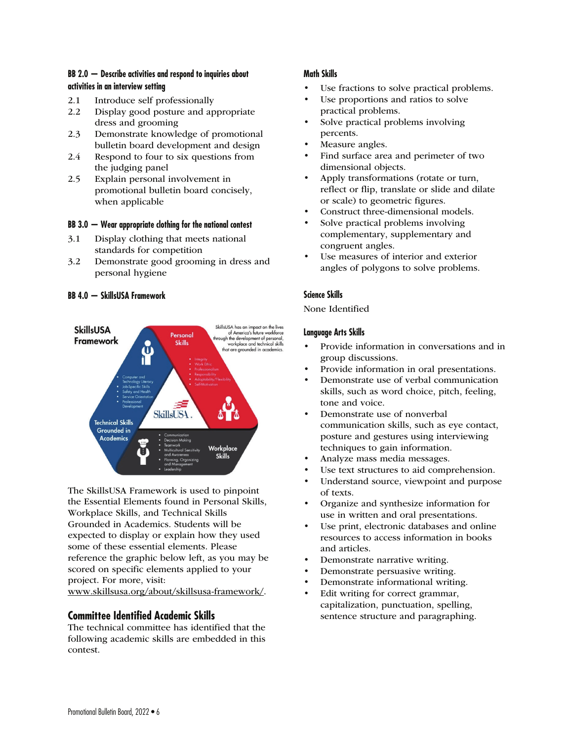#### BB 2.0 — Describe activities and respond to inquiries about activities in an interview setting

2.1 Introduce self professionally

2.2 Display good posture and appropriate dress and grooming

2.3 Demonstrate knowledge of promotional bulletin board development and design

2.4 Respond to four to six questions from the judging panel

2.5 Explain personal involvement in promotional bulletin board concisely, when applicable

#### BB 3.0 — Wear appropriate clothing for the national contest

3.1 Display clothing that meets national standards for competition

3.2 Demonstrate good grooming in dress and personal hygiene

#### BB 4.0 — SkillsUSA Framework

The SkillsUSA Framework is used to pinpoint the Essential Elements found in Personal Skills, Workplace Skills, and Technical Skills Grounded in Academics. Students will be expected to display or explain how they used some of these essential elements. Please reference the graphic below left, as you may be scored on specific elements applied to your project. For more, visit: www.skillsusa.org/about/skillsusa-framework/.

## Committee Identified Academic Skills

The technical committee has identified that the following academic skills are embedded in this contest.

#### Math Skills

- Use fractions to solve practical problems.
- Use proportions and ratios to solve practical problems.
- Solve practical problems involving percents.
- Measure angles.
- Find surface area and perimeter of two dimensional objects.
- Apply transformations (rotate or turn, reflect or flip, translate or slide and dilate or scale) to geometric figures.
- Construct three-dimensional models.
- Solve practical problems involving complementary, supplementary and congruent angles.
- Use measures of interior and exterior angles of polygons to solve problems.

#### Science Skills

None Identified

#### Language Arts Skills

- Provide information in conversations and in group discussions.
- Provide information in oral presentations.
- Demonstrate use of verbal communication skills, such as word choice, pitch, feeling, tone and voice.
- Demonstrate use of nonverbal communication skills, such as eye contact, posture and gestures using interviewing techniques to gain information.
- Analyze mass media messages.
- Use text structures to aid comprehension.
- Understand source, viewpoint and purpose of texts.
- Organize and synthesize information for use in written and oral presentations.
- Use print, electronic databases and online resources to access information in books and articles.
- Demonstrate narrative writing.
- Demonstrate persuasive writing.
- Demonstrate informational writing.
- Edit writing for correct grammar, capitalization, punctuation, spelling, sentence structure and paragraphing.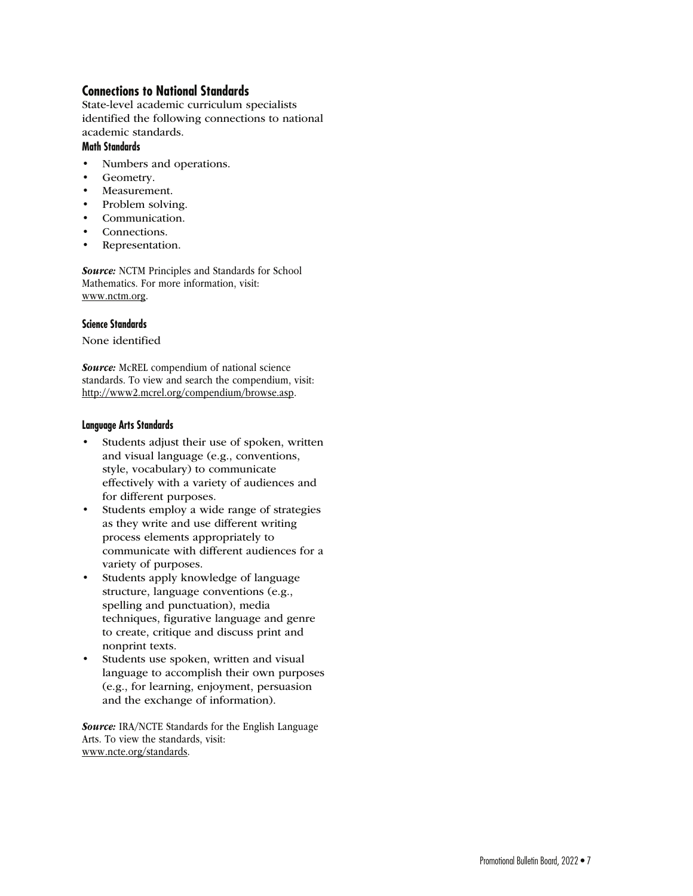## Connections to National Standards

State-level academic curriculum specialists identified the following connections to national academic standards.

### Math Standards

- Numbers and operations.
- Geometry.
- Measurement.
- Problem solving.
- Communication.
- Connections.
- Representation.

***Source:*** NCTM Principles and Standards for School Mathematics. For more information, visit: www.nctm.org.

### Science Standards

None identified

***Source:*** McREL compendium of national science standards. To view and search the compendium, visit: http://www2.mcrel.org/compendium/browse.asp.

### Language Arts Standards

- Students adjust their use of spoken, written and visual language (e.g., conventions, style, vocabulary) to communicate effectively with a variety of audiences and for different purposes.
- Students employ a wide range of strategies as they write and use different writing process elements appropriately to communicate with different audiences for a variety of purposes.
- Students apply knowledge of language structure, language conventions (e.g., spelling and punctuation), media techniques, figurative language and genre to create, critique and discuss print and nonprint texts.
- Students use spoken, written and visual language to accomplish their own purposes (e.g., for learning, enjoyment, persuasion and the exchange of information).

***Source:*** IRA/NCTE Standards for the English Language Arts. To view the standards, visit: www.ncte.org/standards.